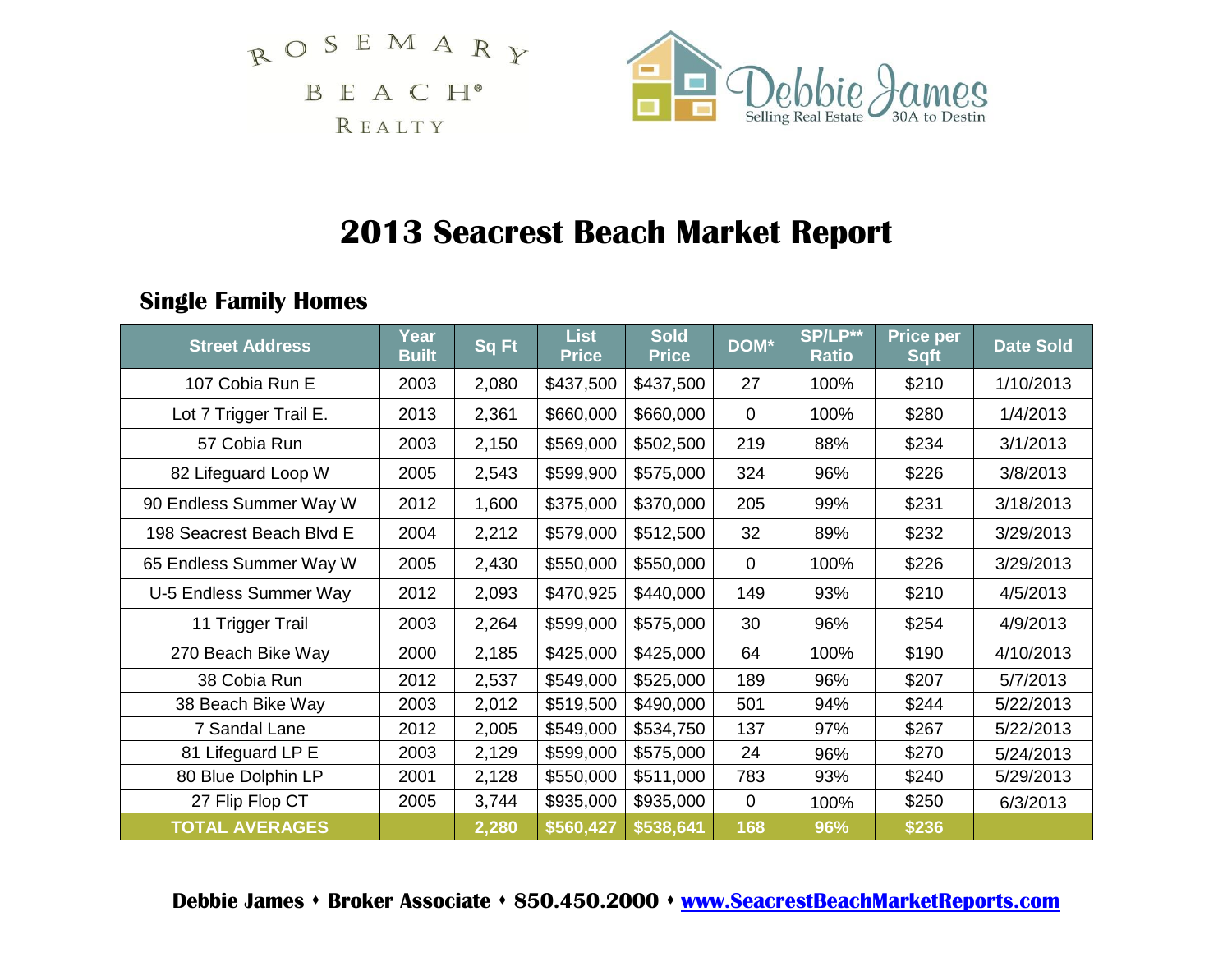ROSEMARY BEACH® REALTY

Debbie James — Selling Real Estate 30A to Destin

# 2013 Seacrest Beach Market Report

## Single Family Homes

| Street Address | Year Built | Sq Ft | List Price | Sold Price | DOM* | SP/LP** Ratio | Price per Sqft | Date Sold |
|---|---|---|---|---|---|---|---|---|
| 107 Cobia Run E | 2003 | 2,080 | $437,500 | $437,500 | 27 | 100% | $210 | 1/10/2013 |
| Lot 7 Trigger Trail E. | 2013 | 2,361 | $660,000 | $660,000 | 0 | 100% | $280 | 1/4/2013 |
| 57 Cobia Run | 2003 | 2,150 | $569,000 | $502,500 | 219 | 88% | $234 | 3/1/2013 |
| 82 Lifeguard Loop W | 2005 | 2,543 | $599,900 | $575,000 | 324 | 96% | $226 | 3/8/2013 |
| 90 Endless Summer Way W | 2012 | 1,600 | $375,000 | $370,000 | 205 | 99% | $231 | 3/18/2013 |
| 198 Seacrest Beach Blvd E | 2004 | 2,212 | $579,000 | $512,500 | 32 | 89% | $232 | 3/29/2013 |
| 65 Endless Summer Way W | 2005 | 2,430 | $550,000 | $550,000 | 0 | 100% | $226 | 3/29/2013 |
| U-5 Endless Summer Way | 2012 | 2,093 | $470,925 | $440,000 | 149 | 93% | $210 | 4/5/2013 |
| 11 Trigger Trail | 2003 | 2,264 | $599,000 | $575,000 | 30 | 96% | $254 | 4/9/2013 |
| 270 Beach Bike Way | 2000 | 2,185 | $425,000 | $425,000 | 64 | 100% | $190 | 4/10/2013 |
| 38 Cobia Run | 2012 | 2,537 | $549,000 | $525,000 | 189 | 96% | $207 | 5/7/2013 |
| 38 Beach Bike Way | 2003 | 2,012 | $519,500 | $490,000 | 501 | 94% | $244 | 5/22/2013 |
| 7 Sandal Lane | 2012 | 2,005 | $549,000 | $534,750 | 137 | 97% | $267 | 5/22/2013 |
| 81 Lifeguard LP E | 2003 | 2,129 | $599,000 | $575,000 | 24 | 96% | $270 | 5/24/2013 |
| 80 Blue Dolphin LP | 2001 | 2,128 | $550,000 | $511,000 | 783 | 93% | $240 | 5/29/2013 |
| 27 Flip Flop CT | 2005 | 3,744 | $935,000 | $935,000 | 0 | 100% | $250 | 6/3/2013 |
| **TOTAL AVERAGES** | | **2,280** | **$560,427** | **$538,641** | **168** | **96%** | **$236** | |

**Debbie James • Broker Associate • 850.450.2000 • [www.SeacrestBeachMarketReports.com](http://www.SeacrestBeachMarketReports.com)**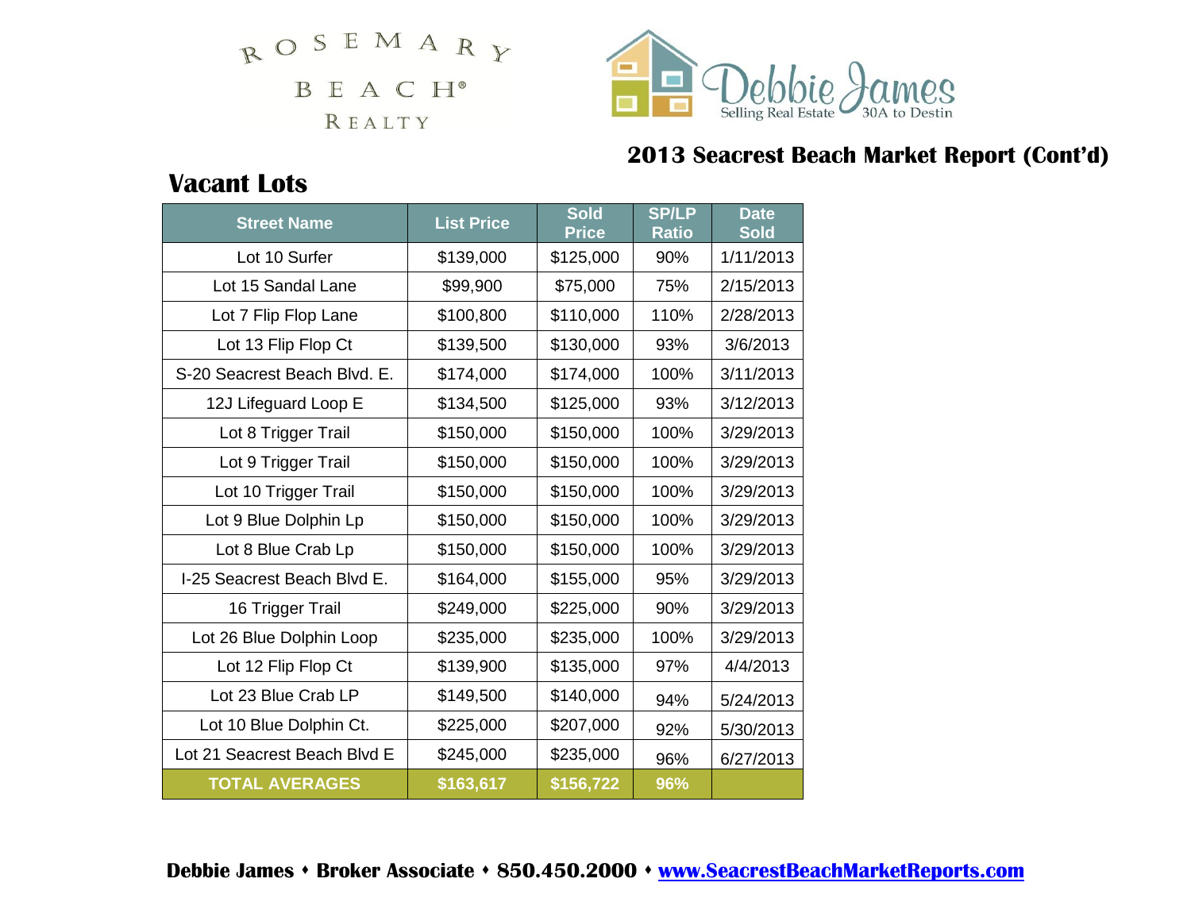ROSEMARY BEACH® REALTY

Debbie James
Selling Real Estate 30A to Destin

## 2013 Seacrest Beach Market Report (Cont'd)

### Vacant Lots

| Street Name | List Price | Sold Price | SP/LP Ratio | Date Sold |
|---|---|---|---|---|
| Lot 10 Surfer | $139,000 | $125,000 | 90% | 1/11/2013 |
| Lot 15 Sandal Lane | $99,900 | $75,000 | 75% | 2/15/2013 |
| Lot 7 Flip Flop Lane | $100,800 | $110,000 | 110% | 2/28/2013 |
| Lot 13 Flip Flop Ct | $139,500 | $130,000 | 93% | 3/6/2013 |
| S-20 Seacrest Beach Blvd. E. | $174,000 | $174,000 | 100% | 3/11/2013 |
| 12J Lifeguard Loop E | $134,500 | $125,000 | 93% | 3/12/2013 |
| Lot 8 Trigger Trail | $150,000 | $150,000 | 100% | 3/29/2013 |
| Lot 9 Trigger Trail | $150,000 | $150,000 | 100% | 3/29/2013 |
| Lot 10 Trigger Trail | $150,000 | $150,000 | 100% | 3/29/2013 |
| Lot 9 Blue Dolphin Lp | $150,000 | $150,000 | 100% | 3/29/2013 |
| Lot 8 Blue Crab Lp | $150,000 | $150,000 | 100% | 3/29/2013 |
| I-25 Seacrest Beach Blvd E. | $164,000 | $155,000 | 95% | 3/29/2013 |
| 16 Trigger Trail | $249,000 | $225,000 | 90% | 3/29/2013 |
| Lot 26 Blue Dolphin Loop | $235,000 | $235,000 | 100% | 3/29/2013 |
| Lot 12 Flip Flop Ct | $139,900 | $135,000 | 97% | 4/4/2013 |
| Lot 23 Blue Crab LP | $149,500 | $140,000 | 94% | 5/24/2013 |
| Lot 10 Blue Dolphin Ct. | $225,000 | $207,000 | 92% | 5/30/2013 |
| Lot 21 Seacrest Beach Blvd E | $245,000 | $235,000 | 96% | 6/27/2013 |
| **TOTAL AVERAGES** | **$163,617** | **$156,722** | **96%** | |

**Debbie James • Broker Associate • 850.450.2000 • [www.SeacrestBeachMarketReports.com](http://www.SeacrestBeachMarketReports.com)**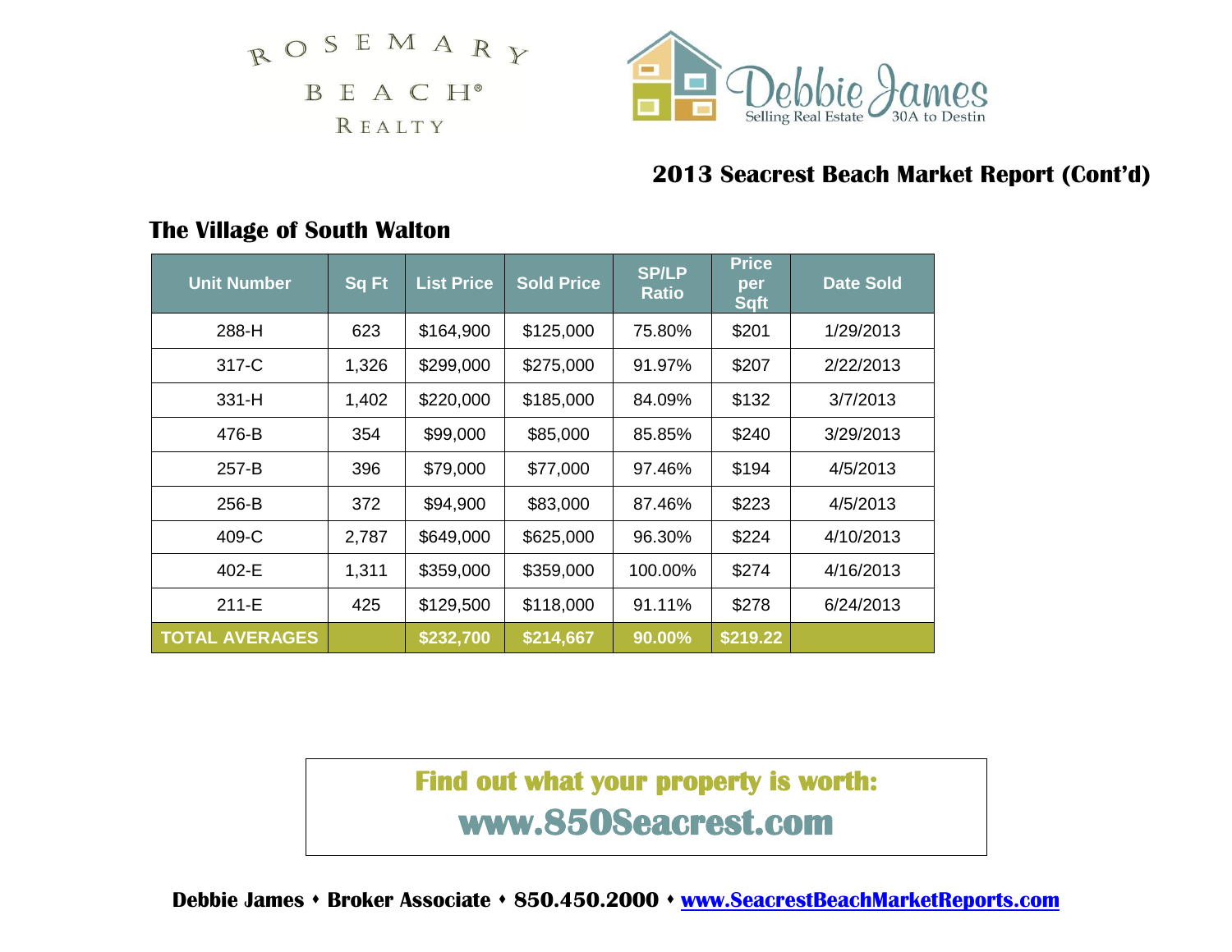ROSEMARY BEACH® REALTY

Debbie James — Selling Real Estate 30A to Destin

## 2013 Seacrest Beach Market Report (Cont'd)

### The Village of South Walton

| Unit Number | Sq Ft | List Price | Sold Price | SP/LP Ratio | Price per Sqft | Date Sold |
|---|---|---|---|---|---|---|
| 288-H | 623 | $164,900 | $125,000 | 75.80% | $201 | 1/29/2013 |
| 317-C | 1,326 | $299,000 | $275,000 | 91.97% | $207 | 2/22/2013 |
| 331-H | 1,402 | $220,000 | $185,000 | 84.09% | $132 | 3/7/2013 |
| 476-B | 354 | $99,000 | $85,000 | 85.85% | $240 | 3/29/2013 |
| 257-B | 396 | $79,000 | $77,000 | 97.46% | $194 | 4/5/2013 |
| 256-B | 372 | $94,900 | $83,000 | 87.46% | $223 | 4/5/2013 |
| 409-C | 2,787 | $649,000 | $625,000 | 96.30% | $224 | 4/10/2013 |
| 402-E | 1,311 | $359,000 | $359,000 | 100.00% | $274 | 4/16/2013 |
| 211-E | 425 | $129,500 | $118,000 | 91.11% | $278 | 6/24/2013 |
| **TOTAL AVERAGES** | | **$232,700** | **$214,667** | **90.00%** | **$219.22** | |

**Find out what your property is worth:**

**www.850Seacrest.com**

**Debbie James • Broker Associate • 850.450.2000 • www.SeacrestBeachMarketReports.com**